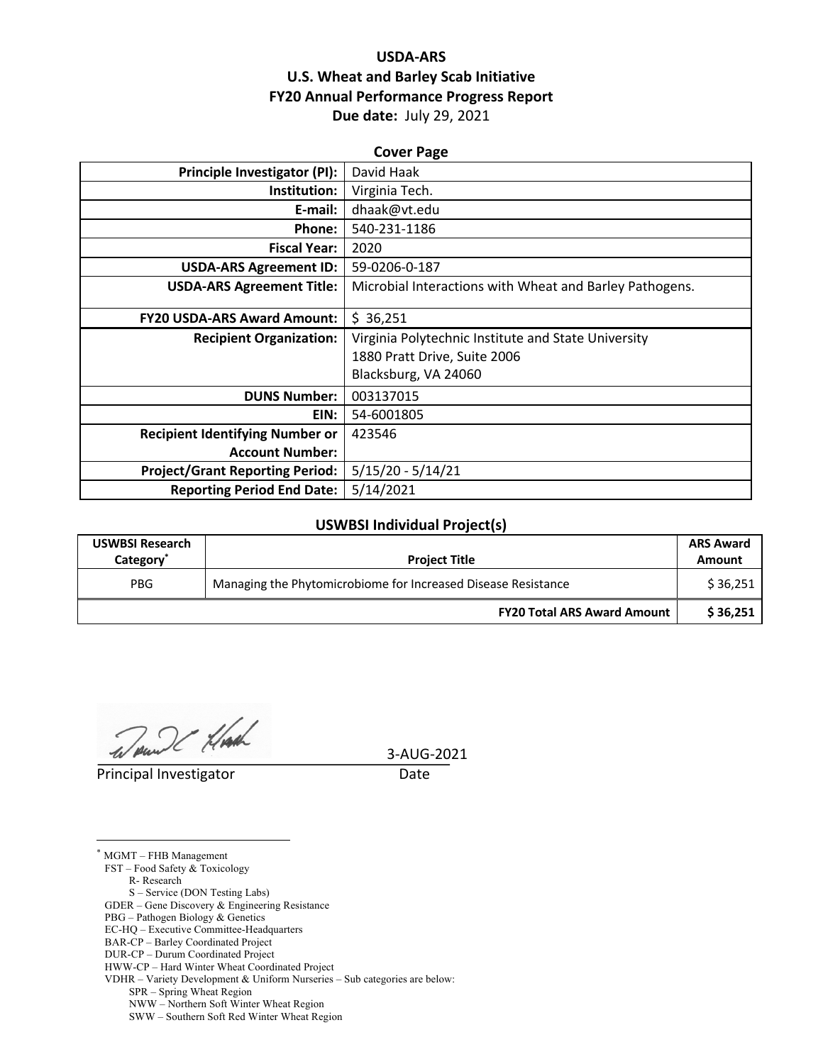**USDA-ARS**
**U.S. Wheat and Barley Scab Initiative**
**FY20 Annual Performance Progress Report**
**Due date:** July 29, 2021

**Cover Page**

| | |
|---|---|
| **Principle Investigator (PI):** | David Haak |
| **Institution:** | Virginia Tech. |
| **E-mail:** | dhaak@vt.edu |
| **Phone:** | 540-231-1186 |
| **Fiscal Year:** | 2020 |
| **USDA-ARS Agreement ID:** | 59-0206-0-187 |
| **USDA-ARS Agreement Title:** | Microbial Interactions with Wheat and Barley Pathogens. |
| **FY20 USDA-ARS Award Amount:** | $ 36,251 |
| **Recipient Organization:** | Virginia Polytechnic Institute and State University<br>1880 Pratt Drive, Suite 2006<br>Blacksburg, VA 24060 |
| **DUNS Number:** | 003137015 |
| **EIN:** | 54-6001805 |
| **Recipient Identifying Number or Account Number:** | 423546 |
| **Project/Grant Reporting Period:** | 5/15/20 - 5/14/21 |
| **Reporting Period End Date:** | 5/14/2021 |

**USWBSI Individual Project(s)**

| USWBSI Research Category[*] | Project Title | ARS Award Amount |
|---|---|---|
| PBG | Managing the Phytomicrobiome for Increased Disease Resistance | $ 36,251 |
| | **FY20 Total ARS Award Amount** | **$ 36,251** |

Principal Investigator — Date: 3-AUG-2021

[*] MGMT – FHB Management
FST – Food Safety & Toxicology
R- Research
S – Service (DON Testing Labs)
GDER – Gene Discovery & Engineering Resistance
PBG – Pathogen Biology & Genetics
EC-HQ – Executive Committee-Headquarters
BAR-CP – Barley Coordinated Project
DUR-CP – Durum Coordinated Project
HWW-CP – Hard Winter Wheat Coordinated Project
VDHR – Variety Development & Uniform Nurseries – Sub categories are below:
SPR – Spring Wheat Region
NWW – Northern Soft Winter Wheat Region
SWW – Southern Soft Red Winter Wheat Region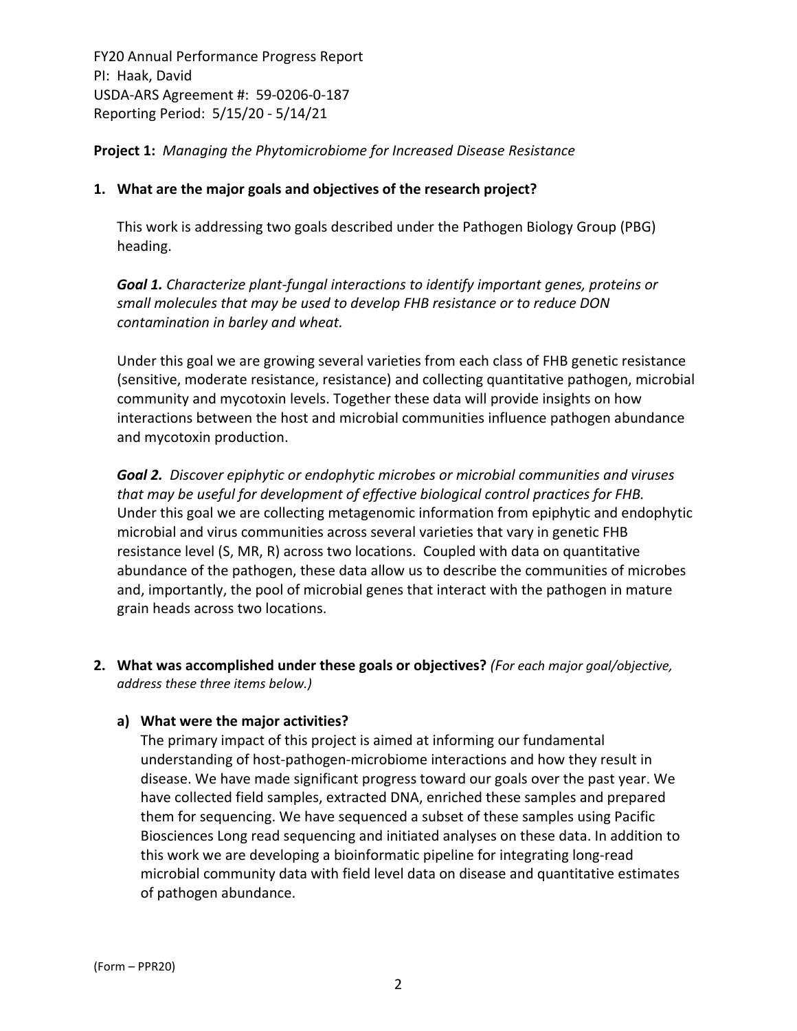FY20 Annual Performance Progress Report
PI: Haak, David
USDA-ARS Agreement #: 59-0206-0-187
Reporting Period: 5/15/20 - 5/14/21

**Project 1:** *Managing the Phytomicrobiome for Increased Disease Resistance*

**1. What are the major goals and objectives of the research project?**

This work is addressing two goals described under the Pathogen Biology Group (PBG) heading.

***Goal 1.*** *Characterize plant-fungal interactions to identify important genes, proteins or small molecules that may be used to develop FHB resistance or to reduce DON contamination in barley and wheat.*

Under this goal we are growing several varieties from each class of FHB genetic resistance (sensitive, moderate resistance, resistance) and collecting quantitative pathogen, microbial community and mycotoxin levels. Together these data will provide insights on how interactions between the host and microbial communities influence pathogen abundance and mycotoxin production.

***Goal 2.*** *Discover epiphytic or endophytic microbes or microbial communities and viruses that may be useful for development of effective biological control practices for FHB.* Under this goal we are collecting metagenomic information from epiphytic and endophytic microbial and virus communities across several varieties that vary in genetic FHB resistance level (S, MR, R) across two locations. Coupled with data on quantitative abundance of the pathogen, these data allow us to describe the communities of microbes and, importantly, the pool of microbial genes that interact with the pathogen in mature grain heads across two locations.

**2. What was accomplished under these goals or objectives?** *(For each major goal/objective, address these three items below.)*

**a) What were the major activities?**

The primary impact of this project is aimed at informing our fundamental understanding of host-pathogen-microbiome interactions and how they result in disease. We have made significant progress toward our goals over the past year. We have collected field samples, extracted DNA, enriched these samples and prepared them for sequencing. We have sequenced a subset of these samples using Pacific Biosciences Long read sequencing and initiated analyses on these data. In addition to this work we are developing a bioinformatic pipeline for integrating long-read microbial community data with field level data on disease and quantitative estimates of pathogen abundance.

(Form – PPR20)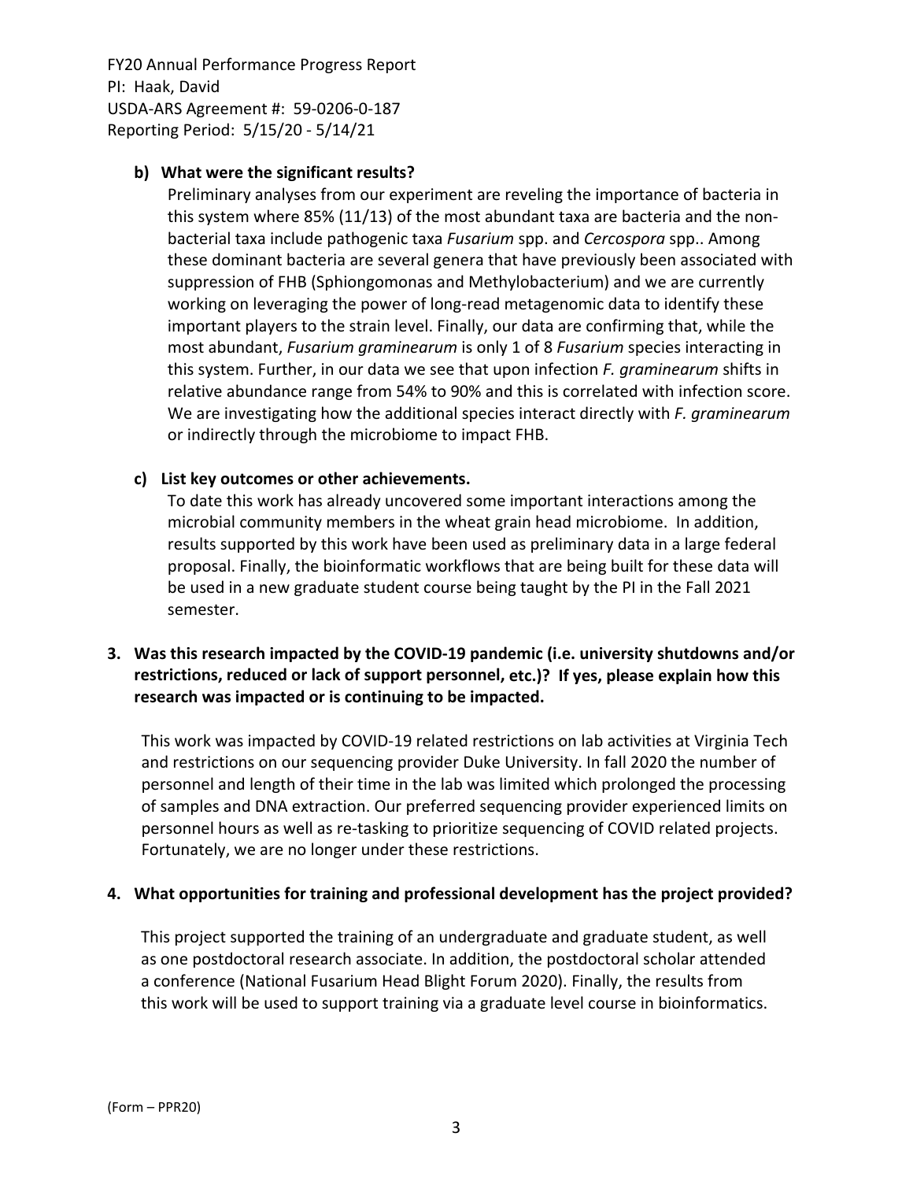**b) What were the significant results?**

Preliminary analyses from our experiment are reveling the importance of bacteria in this system where 85% (11/13) of the most abundant taxa are bacteria and the non-bacterial taxa include pathogenic taxa *Fusarium* spp. and *Cercospora* spp.. Among these dominant bacteria are several genera that have previously been associated with suppression of FHB (Sphiongomonas and Methylobacterium) and we are currently working on leveraging the power of long-read metagenomic data to identify these important players to the strain level. Finally, our data are confirming that, while the most abundant, *Fusarium graminearum* is only 1 of 8 *Fusarium* species interacting in this system. Further, in our data we see that upon infection *F. graminearum* shifts in relative abundance range from 54% to 90% and this is correlated with infection score. We are investigating how the additional species interact directly with *F. graminearum* or indirectly through the microbiome to impact FHB.

**c) List key outcomes or other achievements.**

To date this work has already uncovered some important interactions among the microbial community members in the wheat grain head microbiome. In addition, results supported by this work have been used as preliminary data in a large federal proposal. Finally, the bioinformatic workflows that are being built for these data will be used in a new graduate student course being taught by the PI in the Fall 2021 semester.

**3. Was this research impacted by the COVID-19 pandemic (i.e. university shutdowns and/or restrictions, reduced or lack of support personnel, etc.)? If yes, please explain how this research was impacted or is continuing to be impacted.**

This work was impacted by COVID-19 related restrictions on lab activities at Virginia Tech and restrictions on our sequencing provider Duke University. In fall 2020 the number of personnel and length of their time in the lab was limited which prolonged the processing of samples and DNA extraction. Our preferred sequencing provider experienced limits on personnel hours as well as re-tasking to prioritize sequencing of COVID related projects. Fortunately, we are no longer under these restrictions.

**4. What opportunities for training and professional development has the project provided?**

This project supported the training of an undergraduate and graduate student, as well as one postdoctoral research associate. In addition, the postdoctoral scholar attended a conference (National Fusarium Head Blight Forum 2020). Finally, the results from this work will be used to support training via a graduate level course in bioinformatics.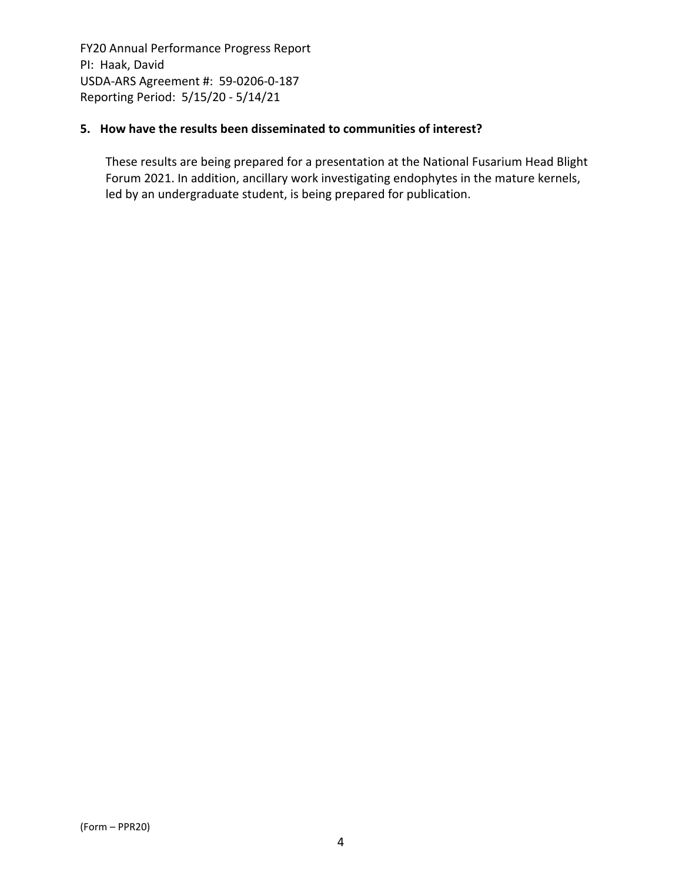**5. How have the results been disseminated to communities of interest?**

These results are being prepared for a presentation at the National Fusarium Head Blight Forum 2021. In addition, ancillary work investigating endophytes in the mature kernels, led by an undergraduate student, is being prepared for publication.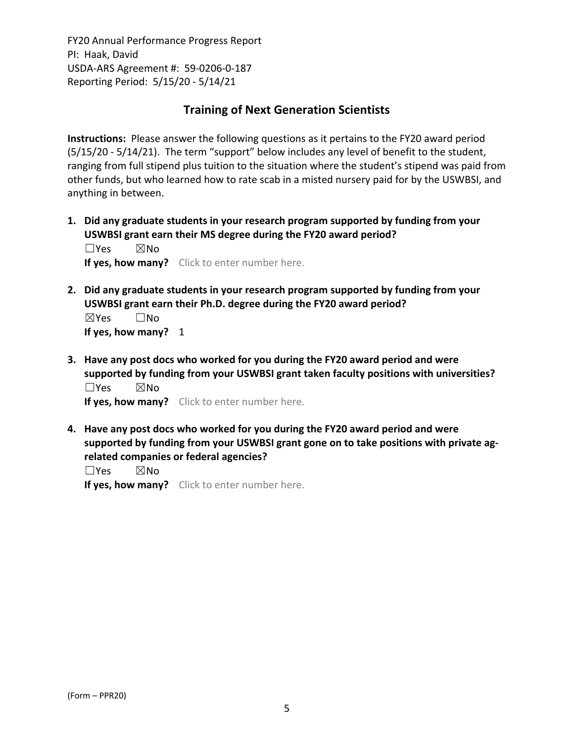FY20 Annual Performance Progress Report
PI: Haak, David
USDA-ARS Agreement #: 59-0206-0-187
Reporting Period: 5/15/20 - 5/14/21

## Training of Next Generation Scientists

**Instructions:** Please answer the following questions as it pertains to the FY20 award period (5/15/20 - 5/14/21). The term "support" below includes any level of benefit to the student, ranging from full stipend plus tuition to the situation where the student's stipend was paid from other funds, but who learned how to rate scab in a misted nursery paid for by the USWBSI, and anything in between.

1. **Did any graduate students in your research program supported by funding from your USWBSI grant earn their MS degree during the FY20 award period?**
   ☐Yes ☒No
   **If yes, how many?** Click to enter number here.

2. **Did any graduate students in your research program supported by funding from your USWBSI grant earn their Ph.D. degree during the FY20 award period?**
   ☒Yes ☐No
   **If yes, how many?** 1

3. **Have any post docs who worked for you during the FY20 award period and were supported by funding from your USWBSI grant taken faculty positions with universities?**
   ☐Yes ☒No
   **If yes, how many?** Click to enter number here.

4. **Have any post docs who worked for you during the FY20 award period and were supported by funding from your USWBSI grant gone on to take positions with private ag-related companies or federal agencies?**
   ☐Yes ☒No
   **If yes, how many?** Click to enter number here.

(Form – PPR20)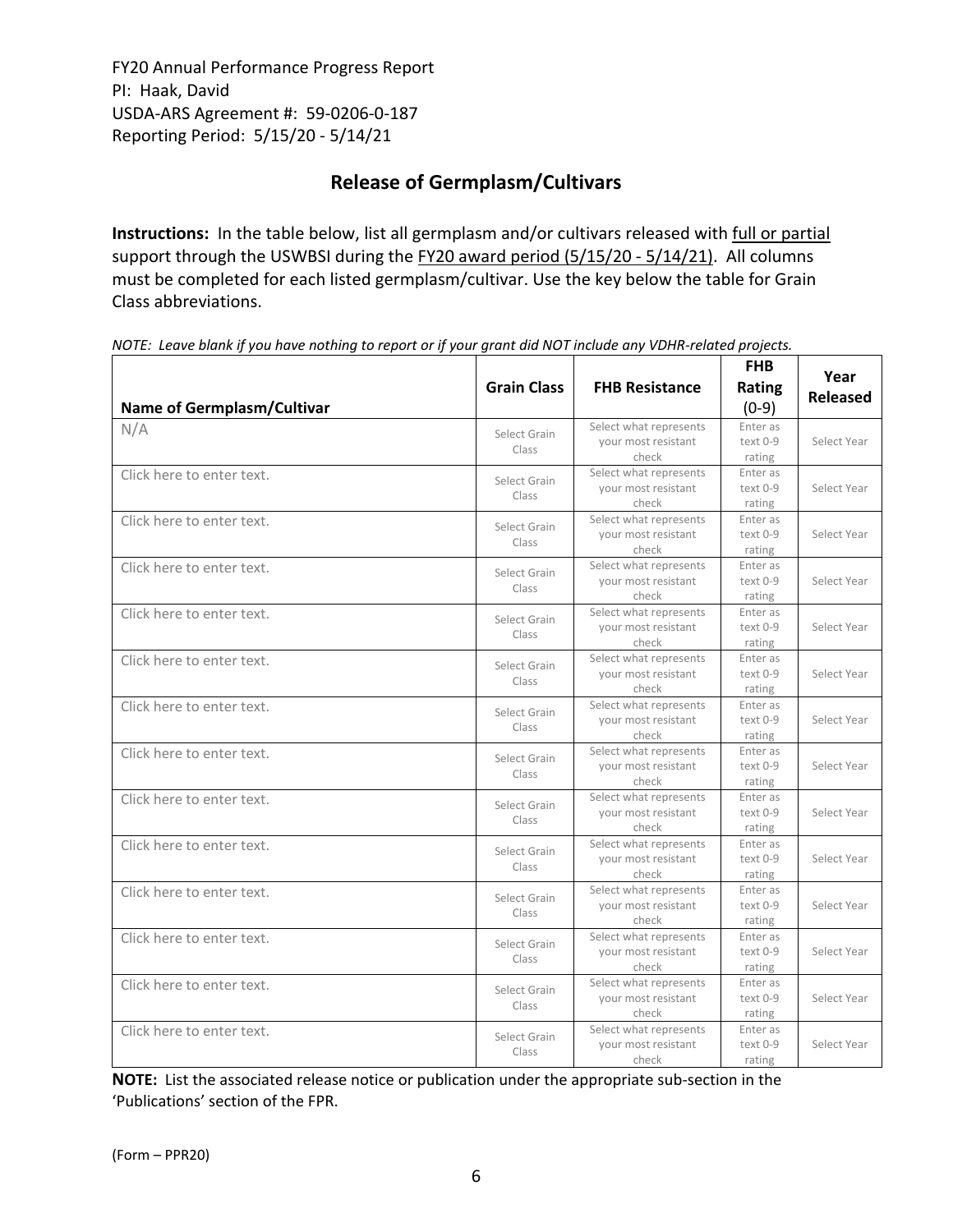FY20 Annual Performance Progress Report
PI: Haak, David
USDA-ARS Agreement #: 59-0206-0-187
Reporting Period: 5/15/20 - 5/14/21

## Release of Germplasm/Cultivars

**Instructions:** In the table below, list all germplasm and/or cultivars released with full or partial support through the USWBSI during the FY20 award period (5/15/20 - 5/14/21). All columns must be completed for each listed germplasm/cultivar. Use the key below the table for Grain Class abbreviations.

*NOTE: Leave blank if you have nothing to report or if your grant did NOT include any VDHR-related projects.*

| Name of Germplasm/Cultivar | Grain Class | FHB Resistance | FHB Rating (0-9) | Year Released |
|---|---|---|---|---|
| N/A | Select Grain Class | Select what represents your most resistant check | Enter as text 0-9 rating | Select Year |
| Click here to enter text. | Select Grain Class | Select what represents your most resistant check | Enter as text 0-9 rating | Select Year |
| Click here to enter text. | Select Grain Class | Select what represents your most resistant check | Enter as text 0-9 rating | Select Year |
| Click here to enter text. | Select Grain Class | Select what represents your most resistant check | Enter as text 0-9 rating | Select Year |
| Click here to enter text. | Select Grain Class | Select what represents your most resistant check | Enter as text 0-9 rating | Select Year |
| Click here to enter text. | Select Grain Class | Select what represents your most resistant check | Enter as text 0-9 rating | Select Year |
| Click here to enter text. | Select Grain Class | Select what represents your most resistant check | Enter as text 0-9 rating | Select Year |
| Click here to enter text. | Select Grain Class | Select what represents your most resistant check | Enter as text 0-9 rating | Select Year |
| Click here to enter text. | Select Grain Class | Select what represents your most resistant check | Enter as text 0-9 rating | Select Year |
| Click here to enter text. | Select Grain Class | Select what represents your most resistant check | Enter as text 0-9 rating | Select Year |
| Click here to enter text. | Select Grain Class | Select what represents your most resistant check | Enter as text 0-9 rating | Select Year |
| Click here to enter text. | Select Grain Class | Select what represents your most resistant check | Enter as text 0-9 rating | Select Year |
| Click here to enter text. | Select Grain Class | Select what represents your most resistant check | Enter as text 0-9 rating | Select Year |
| Click here to enter text. | Select Grain Class | Select what represents your most resistant check | Enter as text 0-9 rating | Select Year |

**NOTE:** List the associated release notice or publication under the appropriate sub-section in the 'Publications' section of the FPR.

(Form – PPR20)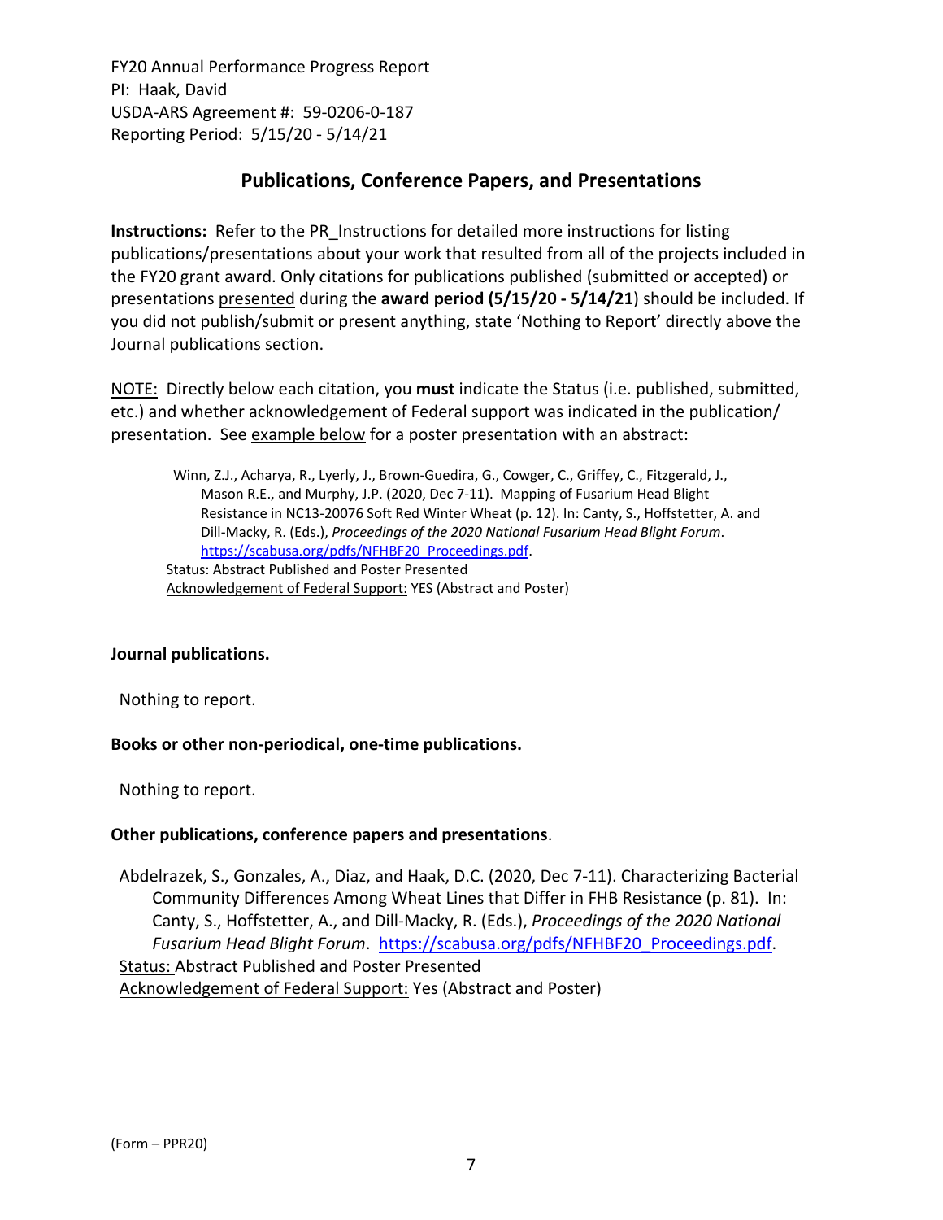FY20 Annual Performance Progress Report
PI: Haak, David
USDA-ARS Agreement #: 59-0206-0-187
Reporting Period: 5/15/20 - 5/14/21

## Publications, Conference Papers, and Presentations

**Instructions:** Refer to the PR_Instructions for detailed more instructions for listing publications/presentations about your work that resulted from all of the projects included in the FY20 grant award. Only citations for publications published (submitted or accepted) or presentations presented during the **award period (5/15/20 - 5/14/21**) should be included. If you did not publish/submit or present anything, state 'Nothing to Report' directly above the Journal publications section.

NOTE: Directly below each citation, you **must** indicate the Status (i.e. published, submitted, etc.) and whether acknowledgement of Federal support was indicated in the publication/ presentation. See example below for a poster presentation with an abstract:

> Winn, Z.J., Acharya, R., Lyerly, J., Brown-Guedira, G., Cowger, C., Griffey, C., Fitzgerald, J., Mason R.E., and Murphy, J.P. (2020, Dec 7-11). Mapping of Fusarium Head Blight Resistance in NC13-20076 Soft Red Winter Wheat (p. 12). In: Canty, S., Hoffstetter, A. and Dill-Macky, R. (Eds.), *Proceedings of the 2020 National Fusarium Head Blight Forum*. https://scabusa.org/pdfs/NFHBF20_Proceedings.pdf.
> Status: Abstract Published and Poster Presented
> Acknowledgement of Federal Support: YES (Abstract and Poster)

**Journal publications.**

Nothing to report.

**Books or other non-periodical, one-time publications.**

Nothing to report.

**Other publications, conference papers and presentations**.

Abdelrazek, S., Gonzales, A., Diaz, and Haak, D.C. (2020, Dec 7-11). Characterizing Bacterial Community Differences Among Wheat Lines that Differ in FHB Resistance (p. 81). In: Canty, S., Hoffstetter, A., and Dill-Macky, R. (Eds.), *Proceedings of the 2020 National Fusarium Head Blight Forum*. https://scabusa.org/pdfs/NFHBF20_Proceedings.pdf.
Status: Abstract Published and Poster Presented
Acknowledgement of Federal Support: Yes (Abstract and Poster)

(Form – PPR20)